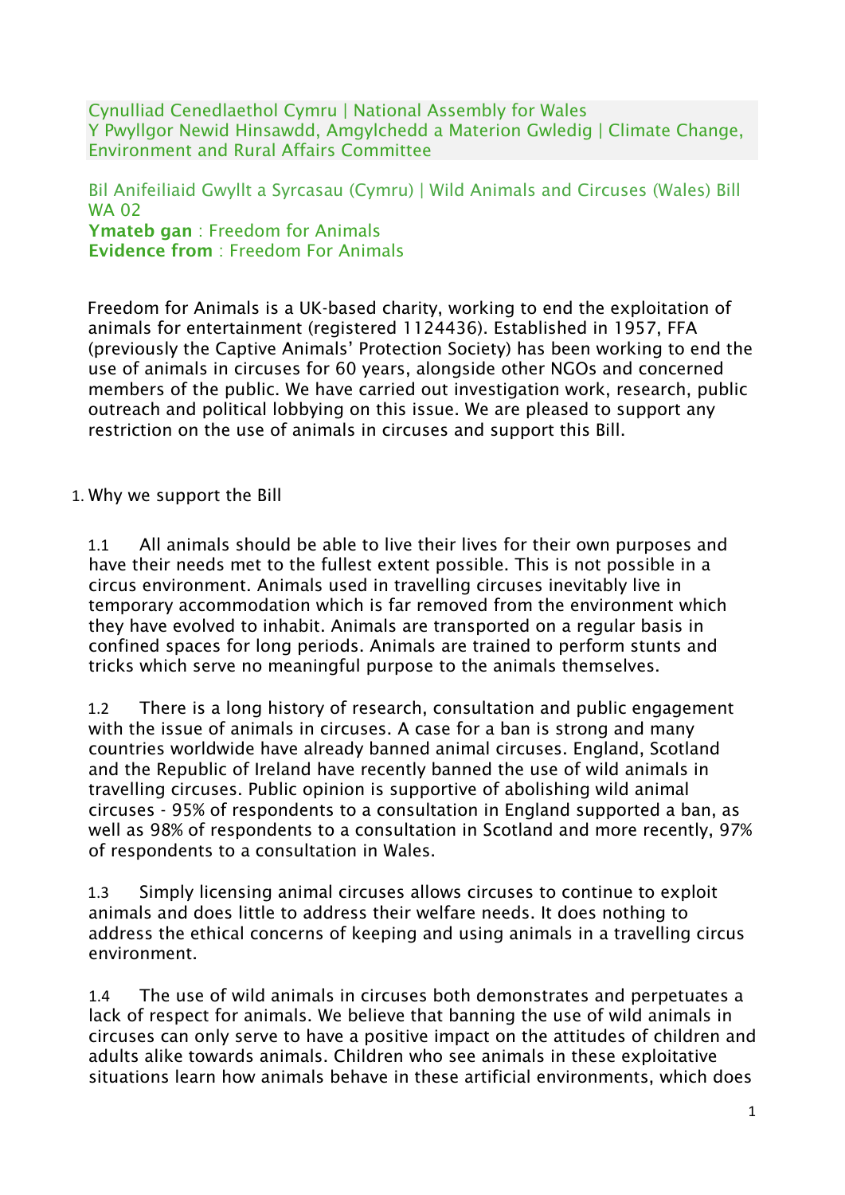Cynulliad Cenedlaethol Cymru | National Assembly for Wales
Y Pwyllgor Newid Hinsawdd, Amgylchedd a Materion Gwledig | Climate Change, Environment and Rural Affairs Committee

Bil Anifeiliaid Gwyllt a Syrcasau (Cymru) | Wild Animals and Circuses (Wales) Bill
WA 02
**Ymateb gan** : Freedom for Animals
**Evidence from** : Freedom For Animals

Freedom for Animals is a UK-based charity, working to end the exploitation of animals for entertainment (registered 1124436). Established in 1957, FFA (previously the Captive Animals' Protection Society) has been working to end the use of animals in circuses for 60 years, alongside other NGOs and concerned members of the public. We have carried out investigation work, research, public outreach and political lobbying on this issue. We are pleased to support any restriction on the use of animals in circuses and support this Bill.

1. Why we support the Bill

1.1 All animals should be able to live their lives for their own purposes and have their needs met to the fullest extent possible. This is not possible in a circus environment. Animals used in travelling circuses inevitably live in temporary accommodation which is far removed from the environment which they have evolved to inhabit. Animals are transported on a regular basis in confined spaces for long periods. Animals are trained to perform stunts and tricks which serve no meaningful purpose to the animals themselves.

1.2 There is a long history of research, consultation and public engagement with the issue of animals in circuses. A case for a ban is strong and many countries worldwide have already banned animal circuses. England, Scotland and the Republic of Ireland have recently banned the use of wild animals in travelling circuses. Public opinion is supportive of abolishing wild animal circuses - 95% of respondents to a consultation in England supported a ban, as well as 98% of respondents to a consultation in Scotland and more recently, 97% of respondents to a consultation in Wales.

1.3 Simply licensing animal circuses allows circuses to continue to exploit animals and does little to address their welfare needs. It does nothing to address the ethical concerns of keeping and using animals in a travelling circus environment.

1.4 The use of wild animals in circuses both demonstrates and perpetuates a lack of respect for animals. We believe that banning the use of wild animals in circuses can only serve to have a positive impact on the attitudes of children and adults alike towards animals. Children who see animals in these exploitative situations learn how animals behave in these artificial environments, which does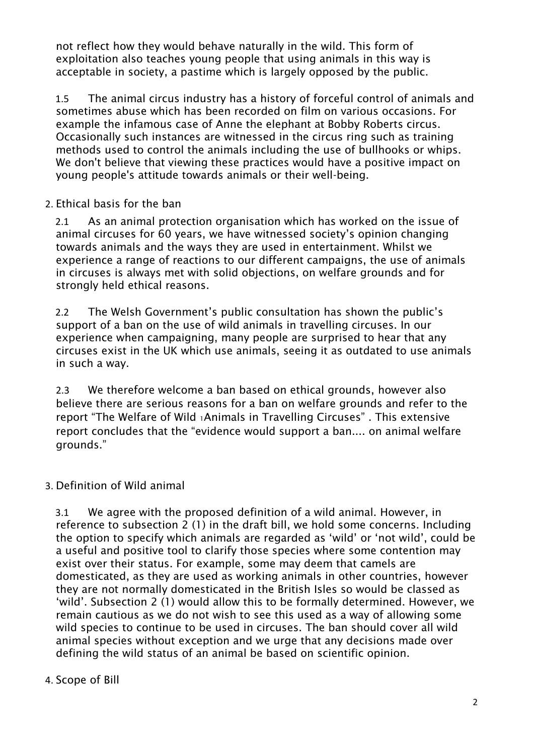not reflect how they would behave naturally in the wild. This form of exploitation also teaches young people that using animals in this way is acceptable in society, a pastime which is largely opposed by the public.

1.5 The animal circus industry has a history of forceful control of animals and sometimes abuse which has been recorded on film on various occasions. For example the infamous case of Anne the elephant at Bobby Roberts circus. Occasionally such instances are witnessed in the circus ring such as training methods used to control the animals including the use of bullhooks or whips. We don't believe that viewing these practices would have a positive impact on young people's attitude towards animals or their well-being.

## 2. Ethical basis for the ban

2.1 As an animal protection organisation which has worked on the issue of animal circuses for 60 years, we have witnessed society's opinion changing towards animals and the ways they are used in entertainment. Whilst we experience a range of reactions to our different campaigns, the use of animals in circuses is always met with solid objections, on welfare grounds and for strongly held ethical reasons.

2.2 The Welsh Government's public consultation has shown the public's support of a ban on the use of wild animals in travelling circuses. In our experience when campaigning, many people are surprised to hear that any circuses exist in the UK which use animals, seeing it as outdated to use animals in such a way.

2.3 We therefore welcome a ban based on ethical grounds, however also believe there are serious reasons for a ban on welfare grounds and refer to the report "The Welfare of Wild [1]Animals in Travelling Circuses" . This extensive report concludes that the "evidence would support a ban.... on animal welfare grounds."

## 3. Definition of Wild animal

3.1 We agree with the proposed definition of a wild animal. However, in reference to subsection 2 (1) in the draft bill, we hold some concerns. Including the option to specify which animals are regarded as 'wild' or 'not wild', could be a useful and positive tool to clarify those species where some contention may exist over their status. For example, some may deem that camels are domesticated, as they are used as working animals in other countries, however they are not normally domesticated in the British Isles so would be classed as 'wild'. Subsection 2 (1) would allow this to be formally determined. However, we remain cautious as we do not wish to see this used as a way of allowing some wild species to continue to be used in circuses. The ban should cover all wild animal species without exception and we urge that any decisions made over defining the wild status of an animal be based on scientific opinion.

## 4. Scope of Bill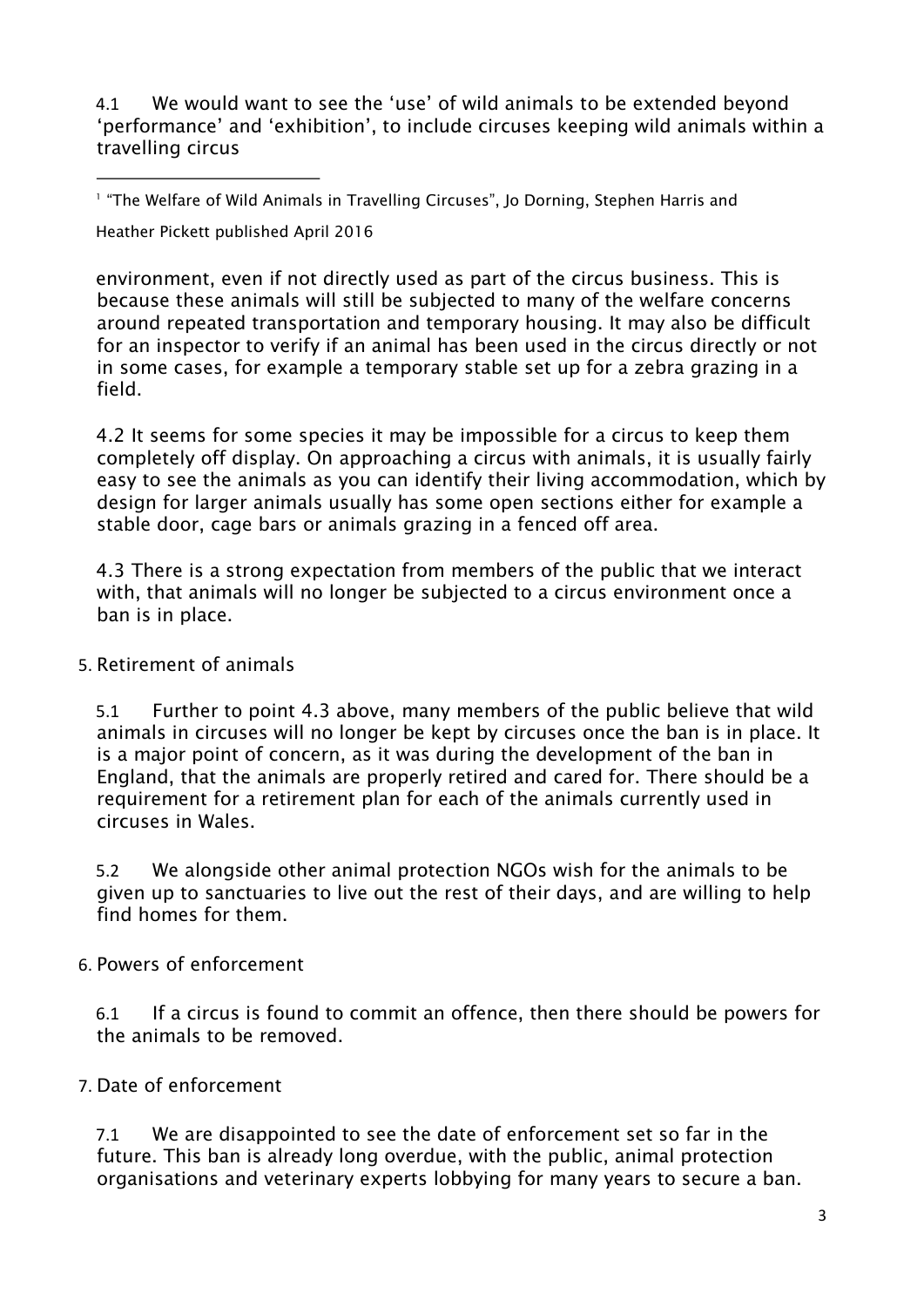4.1 We would want to see the 'use' of wild animals to be extended beyond 'performance' and 'exhibition', to include circuses keeping wild animals within a travelling circus environment, even if not directly used as part of the circus business. This is because these animals will still be subjected to many of the welfare concerns around repeated transportation and temporary housing. It may also be difficult for an inspector to verify if an animal has been used in the circus directly or not in some cases, for example a temporary stable set up for a zebra grazing in a field.

4.2 It seems for some species it may be impossible for a circus to keep them completely off display. On approaching a circus with animals, it is usually fairly easy to see the animals as you can identify their living accommodation, which by design for larger animals usually has some open sections either for example a stable door, cage bars or animals grazing in a fenced off area.

4.3 There is a strong expectation from members of the public that we interact with, that animals will no longer be subjected to a circus environment once a ban is in place.

5. Retirement of animals

5.1 Further to point 4.3 above, many members of the public believe that wild animals in circuses will no longer be kept by circuses once the ban is in place. It is a major point of concern, as it was during the development of the ban in England, that the animals are properly retired and cared for. There should be a requirement for a retirement plan for each of the animals currently used in circuses in Wales.

5.2 We alongside other animal protection NGOs wish for the animals to be given up to sanctuaries to live out the rest of their days, and are willing to help find homes for them.

6. Powers of enforcement

6.1 If a circus is found to commit an offence, then there should be powers for the animals to be removed.

7. Date of enforcement

7.1 We are disappointed to see the date of enforcement set so far in the future. This ban is already long overdue, with the public, animal protection organisations and veterinary experts lobbying for many years to secure a ban.

---

[1] "The Welfare of Wild Animals in Travelling Circuses", Jo Dorning, Stephen Harris and Heather Pickett published April 2016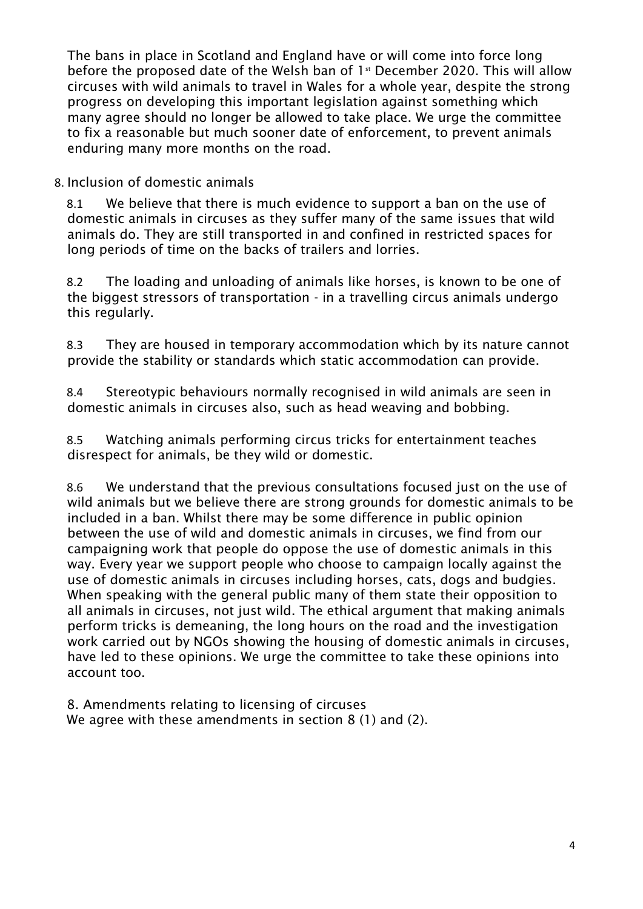The bans in place in Scotland and England have or will come into force long before the proposed date of the Welsh ban of 1st December 2020. This will allow circuses with wild animals to travel in Wales for a whole year, despite the strong progress on developing this important legislation against something which many agree should no longer be allowed to take place. We urge the committee to fix a reasonable but much sooner date of enforcement, to prevent animals enduring many more months on the road.

8. Inclusion of domestic animals

8.1 We believe that there is much evidence to support a ban on the use of domestic animals in circuses as they suffer many of the same issues that wild animals do. They are still transported in and confined in restricted spaces for long periods of time on the backs of trailers and lorries.

8.2 The loading and unloading of animals like horses, is known to be one of the biggest stressors of transportation - in a travelling circus animals undergo this regularly.

8.3 They are housed in temporary accommodation which by its nature cannot provide the stability or standards which static accommodation can provide.

8.4 Stereotypic behaviours normally recognised in wild animals are seen in domestic animals in circuses also, such as head weaving and bobbing.

8.5 Watching animals performing circus tricks for entertainment teaches disrespect for animals, be they wild or domestic.

8.6 We understand that the previous consultations focused just on the use of wild animals but we believe there are strong grounds for domestic animals to be included in a ban. Whilst there may be some difference in public opinion between the use of wild and domestic animals in circuses, we find from our campaigning work that people do oppose the use of domestic animals in this way. Every year we support people who choose to campaign locally against the use of domestic animals in circuses including horses, cats, dogs and budgies. When speaking with the general public many of them state their opposition to all animals in circuses, not just wild. The ethical argument that making animals perform tricks is demeaning, the long hours on the road and the investigation work carried out by NGOs showing the housing of domestic animals in circuses, have led to these opinions. We urge the committee to take these opinions into account too.

8. Amendments relating to licensing of circuses

We agree with these amendments in section 8 (1) and (2).